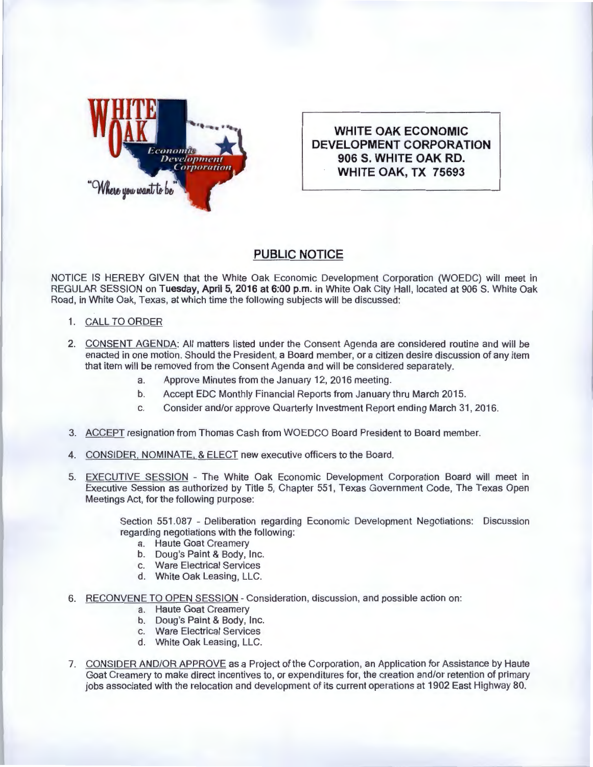**WHITE OAK ECONOMIC DEVELOPMENT CORPORATION**
**906 S. WHITE OAK RD.**
**WHITE OAK, TX 75693**

## PUBLIC NOTICE

NOTICE IS HEREBY GIVEN that the White Oak Economic Development Corporation (WOEDC) will meet in REGULAR SESSION on **Tuesday, April 5, 2016 at 6:00 p.m.** in White Oak City Hall, located at 906 S. White Oak Road, in White Oak, Texas, at which time the following subjects will be discussed:

1. CALL TO ORDER

2. CONSENT AGENDA: All matters listed under the Consent Agenda are considered routine and will be enacted in one motion. Should the President, a Board member, or a citizen desire discussion of any item that item will be removed from the Consent Agenda and will be considered separately.
   a. Approve Minutes from the January 12, 2016 meeting.
   b. Accept EDC Monthly Financial Reports from January thru March 2015.
   c. Consider and/or approve Quarterly Investment Report ending March 31, 2016.

3. ACCEPT resignation from Thomas Cash from WOEDCO Board President to Board member.

4. CONSIDER, NOMINATE, & ELECT new executive officers to the Board.

5. EXECUTIVE SESSION - The White Oak Economic Development Corporation Board will meet in Executive Session as authorized by Title 5, Chapter 551, Texas Government Code, The Texas Open Meetings Act, for the following purpose:

   Section 551.087 - Deliberation regarding Economic Development Negotiations: Discussion regarding negotiations with the following:
   a. Haute Goat Creamery
   b. Doug's Paint & Body, Inc.
   c. Ware Electrical Services
   d. White Oak Leasing, LLC.

6. RECONVENE TO OPEN SESSION - Consideration, discussion, and possible action on:
   a. Haute Goat Creamery
   b. Doug's Paint & Body, Inc.
   c. Ware Electrical Services
   d. White Oak Leasing, LLC.

7. CONSIDER AND/OR APPROVE as a Project of the Corporation, an Application for Assistance by Haute Goat Creamery to make direct incentives to, or expenditures for, the creation and/or retention of primary jobs associated with the relocation and development of its current operations at 1902 East Highway 80.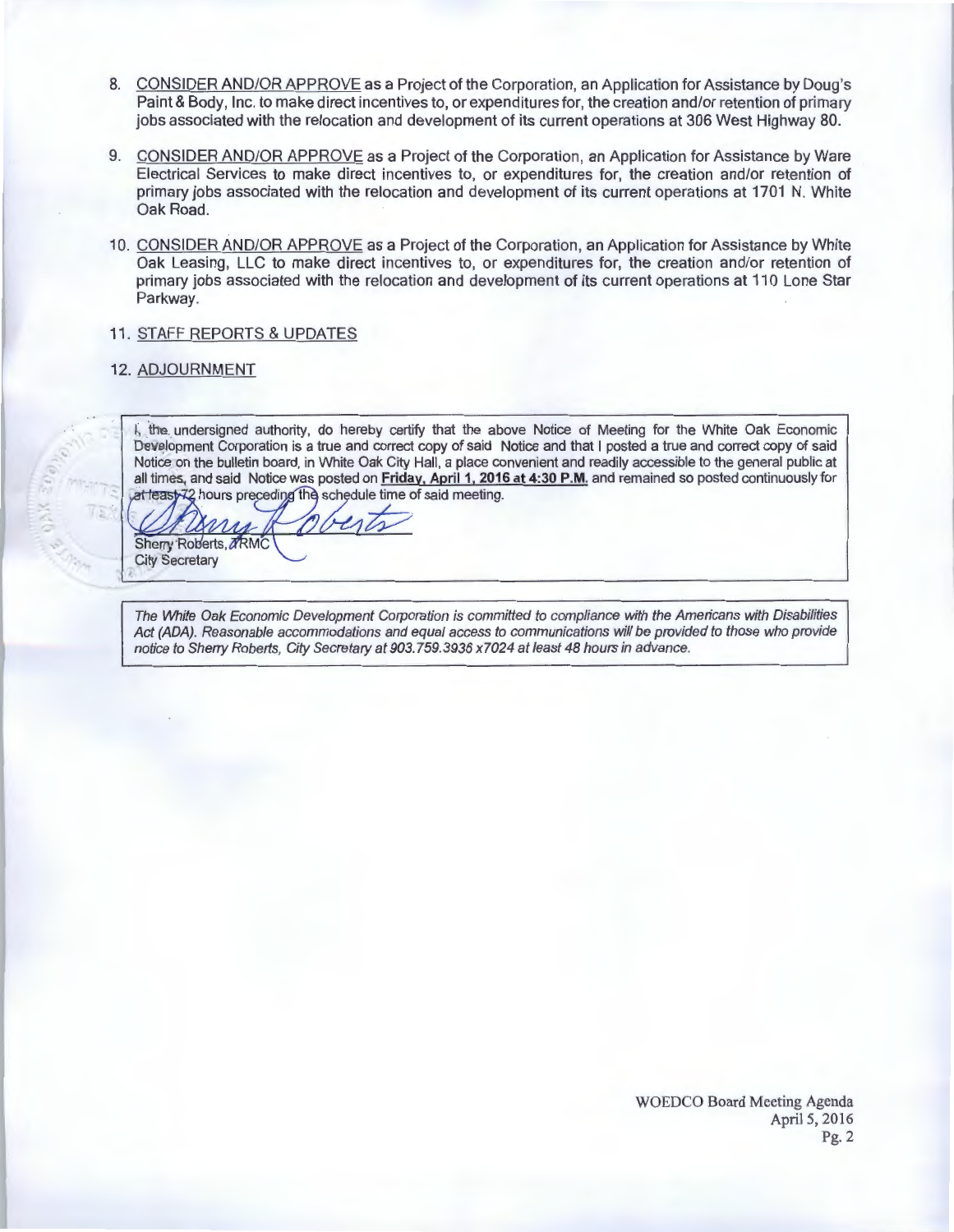8. <u>CONSIDER AND/OR APPROVE</u> as a Project of the Corporation, an Application for Assistance by Doug's Paint & Body, Inc. to make direct incentives to, or expenditures for, the creation and/or retention of primary jobs associated with the relocation and development of its current operations at 306 West Highway 80.

9. <u>CONSIDER AND/OR APPROVE</u> as a Project of the Corporation, an Application for Assistance by Ware Electrical Services to make direct incentives to, or expenditures for, the creation and/or retention of primary jobs associated with the relocation and development of its current operations at 1701 N. White Oak Road.

10. <u>CONSIDER AND/OR APPROVE</u> as a Project of the Corporation, an Application for Assistance by White Oak Leasing, LLC to make direct incentives to, or expenditures for, the creation and/or retention of primary jobs associated with the relocation and development of its current operations at 110 Lone Star Parkway.

11. <u>STAFF REPORTS & UPDATES</u>

12. <u>ADJOURNMENT</u>

I, the undersigned authority, do hereby certify that the above Notice of Meeting for the White Oak Economic Development Corporation is a true and correct copy of said Notice and that I posted a true and correct copy of said Notice on the bulletin board, in White Oak City Hall, a place convenient and readily accessible to the general public at all times, and said Notice was posted on **<u>Friday, April 1, 2016 at 4:30 P.M.</u>** and remained so posted continuously for at least 72 hours preceding the schedule time of said meeting.

Sherry Roberts, TRMC
City Secretary

*The White Oak Economic Development Corporation is committed to compliance with the Americans with Disabilities Act (ADA). Reasonable accommodations and equal access to communications will be provided to those who provide notice to Sherry Roberts, City Secretary at 903.759.3936 x7024 at least 48 hours in advance.*